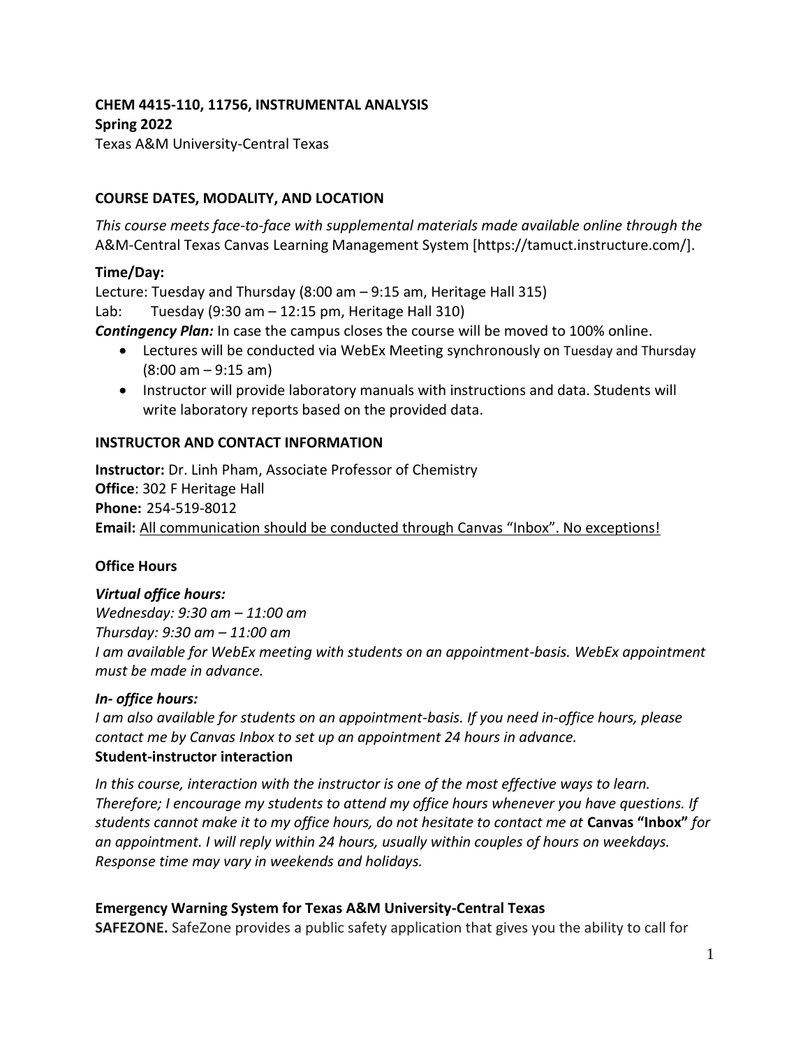**CHEM 4415-110, 11756, INSTRUMENTAL ANALYSIS**
**Spring 2022**
Texas A&M University-Central Texas

## COURSE DATES, MODALITY, AND LOCATION

*This course meets face-to-face with supplemental materials made available online through the* A&M-Central Texas Canvas Learning Management System [https://tamuct.instructure.com/].

### Time/Day:

Lecture: Tuesday and Thursday (8:00 am – 9:15 am, Heritage Hall 315)
Lab: Tuesday (9:30 am – 12:15 pm, Heritage Hall 310)

***Contingency Plan:*** In case the campus closes the course will be moved to 100% online.

- Lectures will be conducted via WebEx Meeting synchronously on Tuesday and Thursday (8:00 am – 9:15 am)
- Instructor will provide laboratory manuals with instructions and data. Students will write laboratory reports based on the provided data.

## INSTRUCTOR AND CONTACT INFORMATION

**Instructor:** Dr. Linh Pham, Associate Professor of Chemistry
**Office**: 302 F Heritage Hall
**Phone:** 254-519-8012
**Email:** All communication should be conducted through Canvas "Inbox". No exceptions!

### Office Hours

***Virtual office hours:***
*Wednesday: 9:30 am – 11:00 am*
*Thursday: 9:30 am – 11:00 am*
*I am available for WebEx meeting with students on an appointment-basis. WebEx appointment must be made in advance.*

***In- office hours:***
*I am also available for students on an appointment-basis. If you need in-office hours, please contact me by Canvas Inbox to set up an appointment 24 hours in advance.*

**Student-instructor interaction**

*In this course, interaction with the instructor is one of the most effective ways to learn. Therefore; I encourage my students to attend my office hours whenever you have questions. If students cannot make it to my office hours, do not hesitate to contact me at* ***Canvas "Inbox"*** *for an appointment. I will reply within 24 hours, usually within couples of hours on weekdays. Response time may vary in weekends and holidays.*

### Emergency Warning System for Texas A&M University-Central Texas

**SAFEZONE.** SafeZone provides a public safety application that gives you the ability to call for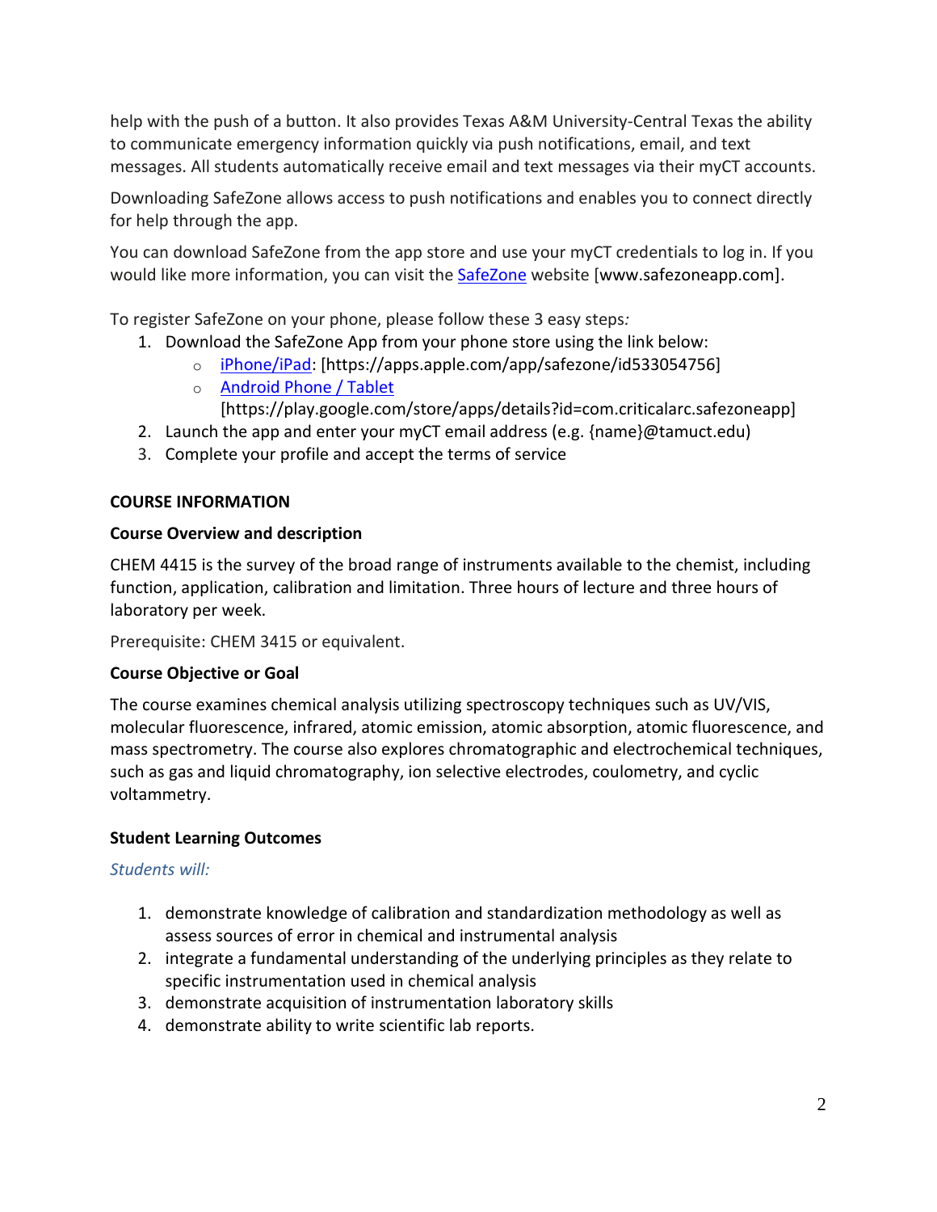help with the push of a button. It also provides Texas A&M University-Central Texas the ability to communicate emergency information quickly via push notifications, email, and text messages. All students automatically receive email and text messages via their myCT accounts.

Downloading SafeZone allows access to push notifications and enables you to connect directly for help through the app.

You can download SafeZone from the app store and use your myCT credentials to log in. If you would like more information, you can visit the [SafeZone](www.safezoneapp.com) website [www.safezoneapp.com].

To register SafeZone on your phone, please follow these 3 easy steps*:*

1. Download the SafeZone App from your phone store using the link below:
   - [iPhone/iPad](https://apps.apple.com/app/safezone/id533054756): [https://apps.apple.com/app/safezone/id533054756]
   - [Android Phone / Tablet](https://play.google.com/store/apps/details?id=com.criticalarc.safezoneapp) [https://play.google.com/store/apps/details?id=com.criticalarc.safezoneapp]
2. Launch the app and enter your myCT email address (e.g. {name}@tamuct.edu)
3. Complete your profile and accept the terms of service

## COURSE INFORMATION

### Course Overview and description

CHEM 4415 is the survey of the broad range of instruments available to the chemist, including function, application, calibration and limitation. Three hours of lecture and three hours of laboratory per week.

Prerequisite: CHEM 3415 or equivalent.

### Course Objective or Goal

The course examines chemical analysis utilizing spectroscopy techniques such as UV/VIS, molecular fluorescence, infrared, atomic emission, atomic absorption, atomic fluorescence, and mass spectrometry. The course also explores chromatographic and electrochemical techniques, such as gas and liquid chromatography, ion selective electrodes, coulometry, and cyclic voltammetry.

### Student Learning Outcomes

*Students will:*

1. demonstrate knowledge of calibration and standardization methodology as well as assess sources of error in chemical and instrumental analysis
2. integrate a fundamental understanding of the underlying principles as they relate to specific instrumentation used in chemical analysis
3. demonstrate acquisition of instrumentation laboratory skills
4. demonstrate ability to write scientific lab reports.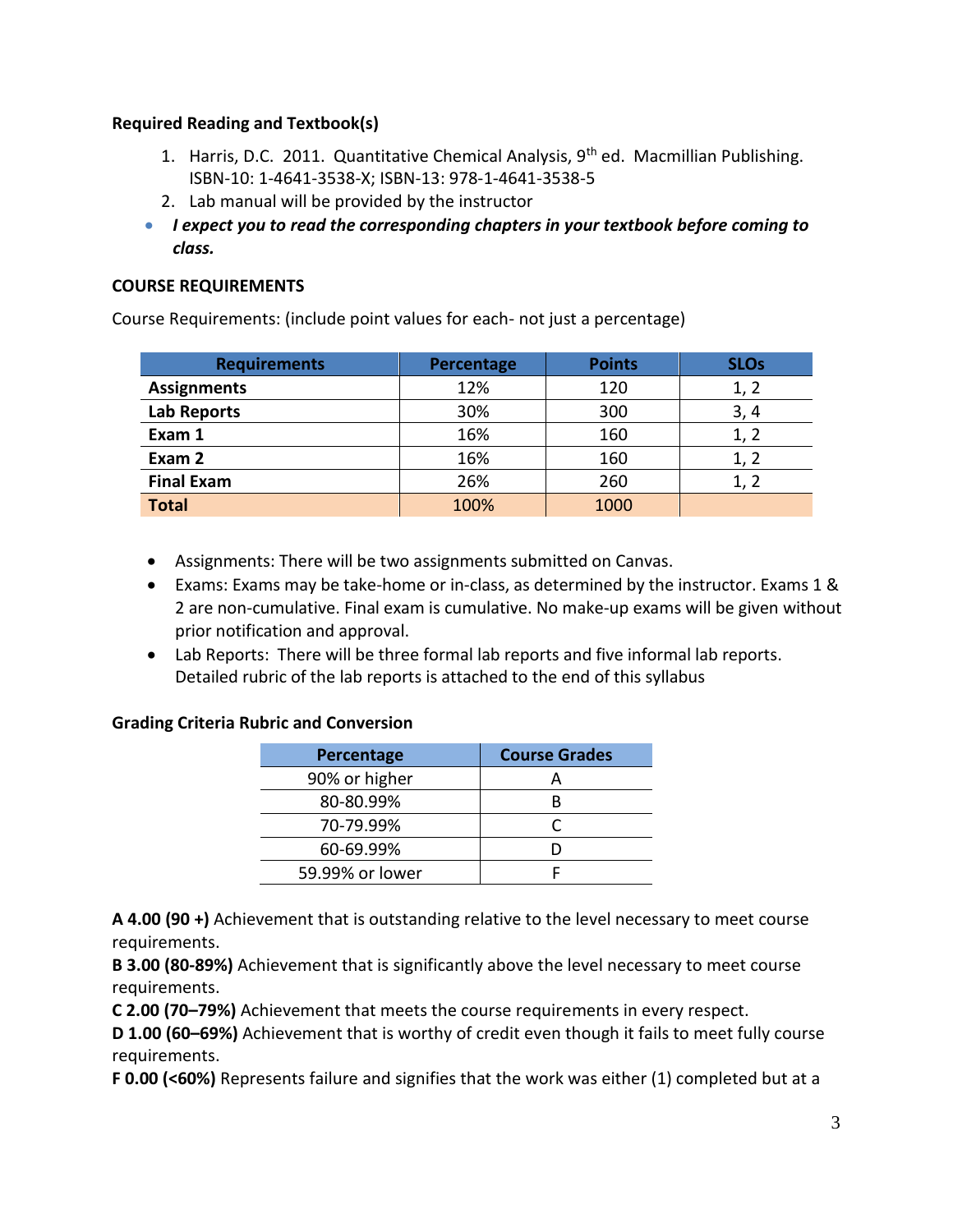**Required Reading and Textbook(s)**

1. Harris, D.C. 2011. Quantitative Chemical Analysis, 9th ed. Macmillian Publishing. ISBN-10: 1-4641-3538-X; ISBN-13: 978-1-4641-3538-5
2. Lab manual will be provided by the instructor

- ***I expect you to read the corresponding chapters in your textbook before coming to class.***

**COURSE REQUIREMENTS**

Course Requirements: (include point values for each- not just a percentage)

| Requirements | Percentage | Points | SLOs |
|---|---|---|---|
| **Assignments** | 12% | 120 | 1, 2 |
| **Lab Reports** | 30% | 300 | 3, 4 |
| **Exam 1** | 16% | 160 | 1, 2 |
| **Exam 2** | 16% | 160 | 1, 2 |
| **Final Exam** | 26% | 260 | 1, 2 |
| **Total** | 100% | 1000 | |

- Assignments: There will be two assignments submitted on Canvas.
- Exams: Exams may be take-home or in-class, as determined by the instructor. Exams 1 & 2 are non-cumulative. Final exam is cumulative. No make-up exams will be given without prior notification and approval.
- Lab Reports: There will be three formal lab reports and five informal lab reports. Detailed rubric of the lab reports is attached to the end of this syllabus

**Grading Criteria Rubric and Conversion**

| Percentage | Course Grades |
|---|---|
| 90% or higher | A |
| 80-80.99% | B |
| 70-79.99% | C |
| 60-69.99% | D |
| 59.99% or lower | F |

**A 4.00 (90 +)** Achievement that is outstanding relative to the level necessary to meet course requirements.
**B 3.00 (80-89%)** Achievement that is significantly above the level necessary to meet course requirements.
**C 2.00 (70–79%)** Achievement that meets the course requirements in every respect.
**D 1.00 (60–69%)** Achievement that is worthy of credit even though it fails to meet fully course requirements.
**F 0.00 (<60%)** Represents failure and signifies that the work was either (1) completed but at a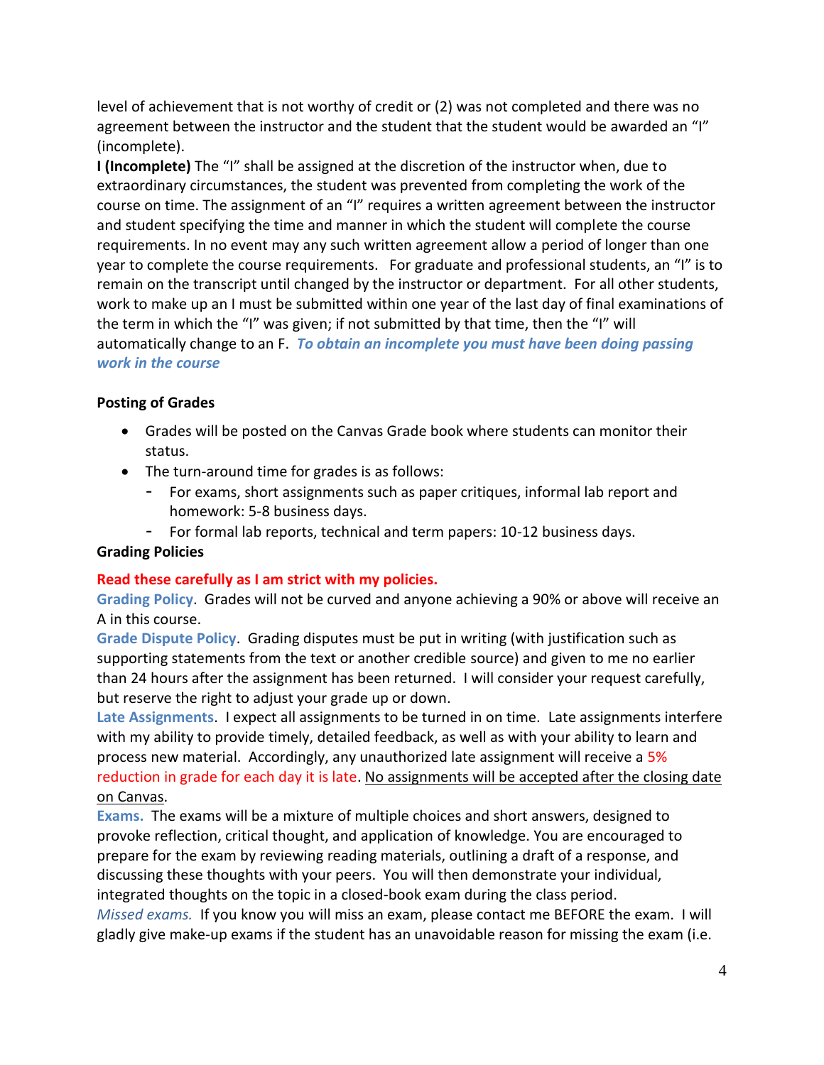level of achievement that is not worthy of credit or (2) was not completed and there was no agreement between the instructor and the student that the student would be awarded an "I" (incomplete).

**I (Incomplete)** The "I" shall be assigned at the discretion of the instructor when, due to extraordinary circumstances, the student was prevented from completing the work of the course on time. The assignment of an "I" requires a written agreement between the instructor and student specifying the time and manner in which the student will complete the course requirements. In no event may any such written agreement allow a period of longer than one year to complete the course requirements. For graduate and professional students, an "I" is to remain on the transcript until changed by the instructor or department. For all other students, work to make up an I must be submitted within one year of the last day of final examinations of the term in which the "I" was given; if not submitted by that time, then the "I" will automatically change to an F. ***To obtain an incomplete you must have been doing passing work in the course***

**Posting of Grades**

- Grades will be posted on the Canvas Grade book where students can monitor their status.
- The turn-around time for grades is as follows:
  - For exams, short assignments such as paper critiques, informal lab report and homework: 5-8 business days.
  - For formal lab reports, technical and term papers: 10-12 business days.

**Grading Policies**

**Read these carefully as I am strict with my policies.**

**Grading Policy**. Grades will not be curved and anyone achieving a 90% or above will receive an A in this course.

**Grade Dispute Policy**. Grading disputes must be put in writing (with justification such as supporting statements from the text or another credible source) and given to me no earlier than 24 hours after the assignment has been returned. I will consider your request carefully, but reserve the right to adjust your grade up or down.

**Late Assignments**. I expect all assignments to be turned in on time. Late assignments interfere with my ability to provide timely, detailed feedback, as well as with your ability to learn and process new material. Accordingly, any unauthorized late assignment will receive a 5% reduction in grade for each day it is late. No assignments will be accepted after the closing date on Canvas.

**Exams.** The exams will be a mixture of multiple choices and short answers, designed to provoke reflection, critical thought, and application of knowledge. You are encouraged to prepare for the exam by reviewing reading materials, outlining a draft of a response, and discussing these thoughts with your peers. You will then demonstrate your individual, integrated thoughts on the topic in a closed-book exam during the class period.

*Missed exams.* If you know you will miss an exam, please contact me BEFORE the exam. I will gladly give make-up exams if the student has an unavoidable reason for missing the exam (i.e.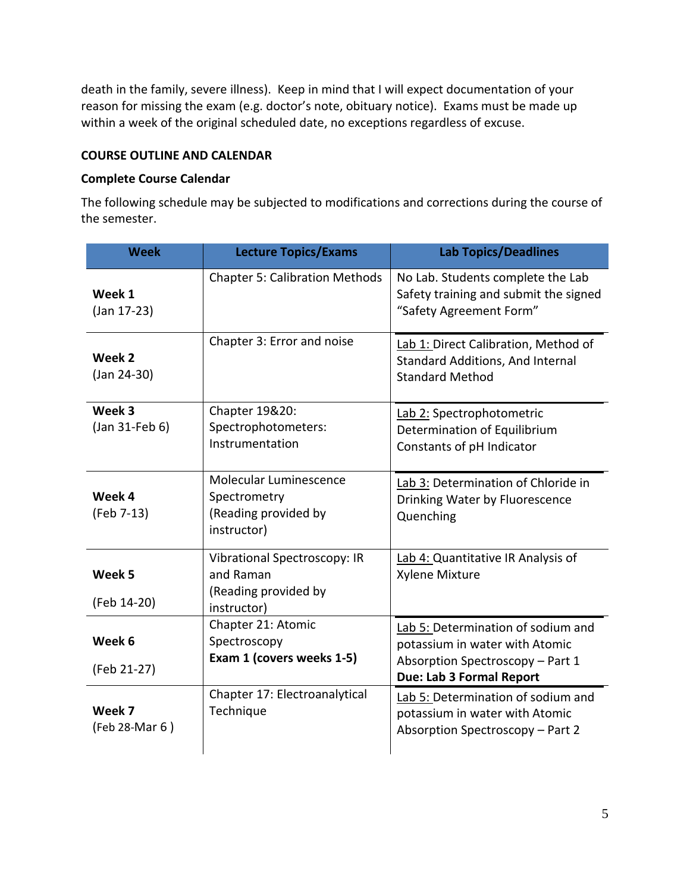death in the family, severe illness). Keep in mind that I will expect documentation of your reason for missing the exam (e.g. doctor's note, obituary notice). Exams must be made up within a week of the original scheduled date, no exceptions regardless of excuse.

**COURSE OUTLINE AND CALENDAR**

**Complete Course Calendar**

The following schedule may be subjected to modifications and corrections during the course of the semester.

| Week | Lecture Topics/Exams | Lab Topics/Deadlines |
|---|---|---|
| **Week 1** (Jan 17-23) | Chapter 5: Calibration Methods | No Lab. Students complete the Lab Safety training and submit the signed "Safety Agreement Form" |
| **Week 2** (Jan 24-30) | Chapter 3: Error and noise | Lab 1: Direct Calibration, Method of Standard Additions, And Internal Standard Method |
| **Week 3** (Jan 31-Feb 6) | Chapter 19&20: Spectrophotometers: Instrumentation | Lab 2: Spectrophotometric Determination of Equilibrium Constants of pH Indicator |
| **Week 4** (Feb 7-13) | Molecular Luminescence Spectrometry (Reading provided by instructor) | Lab 3: Determination of Chloride in Drinking Water by Fluorescence Quenching |
| **Week 5** (Feb 14-20) | Vibrational Spectroscopy: IR and Raman (Reading provided by instructor) | Lab 4: Quantitative IR Analysis of Xylene Mixture |
| **Week 6** (Feb 21-27) | Chapter 21: Atomic Spectroscopy **Exam 1 (covers weeks 1-5)** | Lab 5: Determination of sodium and potassium in water with Atomic Absorption Spectroscopy – Part 1 **Due: Lab 3 Formal Report** |
| **Week 7** (Feb 28-Mar 6 ) | Chapter 17: Electroanalytical Technique | Lab 5: Determination of sodium and potassium in water with Atomic Absorption Spectroscopy – Part 2 |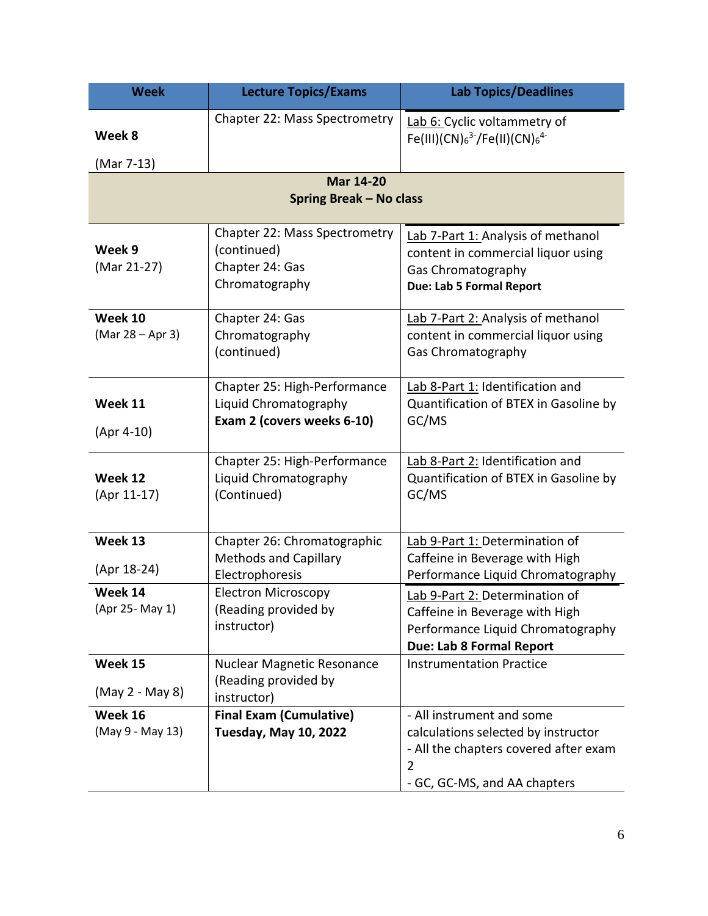| Week | Lecture Topics/Exams | Lab Topics/Deadlines |
|---|---|---|
| **Week 8** (Mar 7-13) | Chapter 22: Mass Spectrometry | Lab 6: Cyclic voltammetry of $Fe(III)(CN)_6^{3-}/Fe(II)(CN)_6^{4-}$ |
| **Mar 14-20 Spring Break – No class** | | |
| **Week 9** (Mar 21-27) | Chapter 22: Mass Spectrometry (continued) Chapter 24: Gas Chromatography | Lab 7-Part 1: Analysis of methanol content in commercial liquor using Gas Chromatography **Due: Lab 5 Formal Report** |
| **Week 10** (Mar 28 – Apr 3) | Chapter 24: Gas Chromatography (continued) | Lab 7-Part 2: Analysis of methanol content in commercial liquor using Gas Chromatography |
| **Week 11** (Apr 4-10) | Chapter 25: High-Performance Liquid Chromatography **Exam 2 (covers weeks 6-10)** | Lab 8-Part 1: Identification and Quantification of BTEX in Gasoline by GC/MS |
| **Week 12** (Apr 11-17) | Chapter 25: High-Performance Liquid Chromatography (Continued) | Lab 8-Part 2: Identification and Quantification of BTEX in Gasoline by GC/MS |
| **Week 13** (Apr 18-24) | Chapter 26: Chromatographic Methods and Capillary Electrophoresis | Lab 9-Part 1: Determination of Caffeine in Beverage with High Performance Liquid Chromatography |
| **Week 14** (Apr 25- May 1) | Electron Microscopy (Reading provided by instructor) | Lab 9-Part 2: Determination of Caffeine in Beverage with High Performance Liquid Chromatography **Due: Lab 8 Formal Report** |
| **Week 15** (May 2 - May 8) | Nuclear Magnetic Resonance (Reading provided by instructor) | Instrumentation Practice |
| **Week 16** (May 9 - May 13) | **Final Exam (Cumulative) Tuesday, May 10, 2022** | - All instrument and some calculations selected by instructor<br>- All the chapters covered after exam 2<br>- GC, GC-MS, and AA chapters |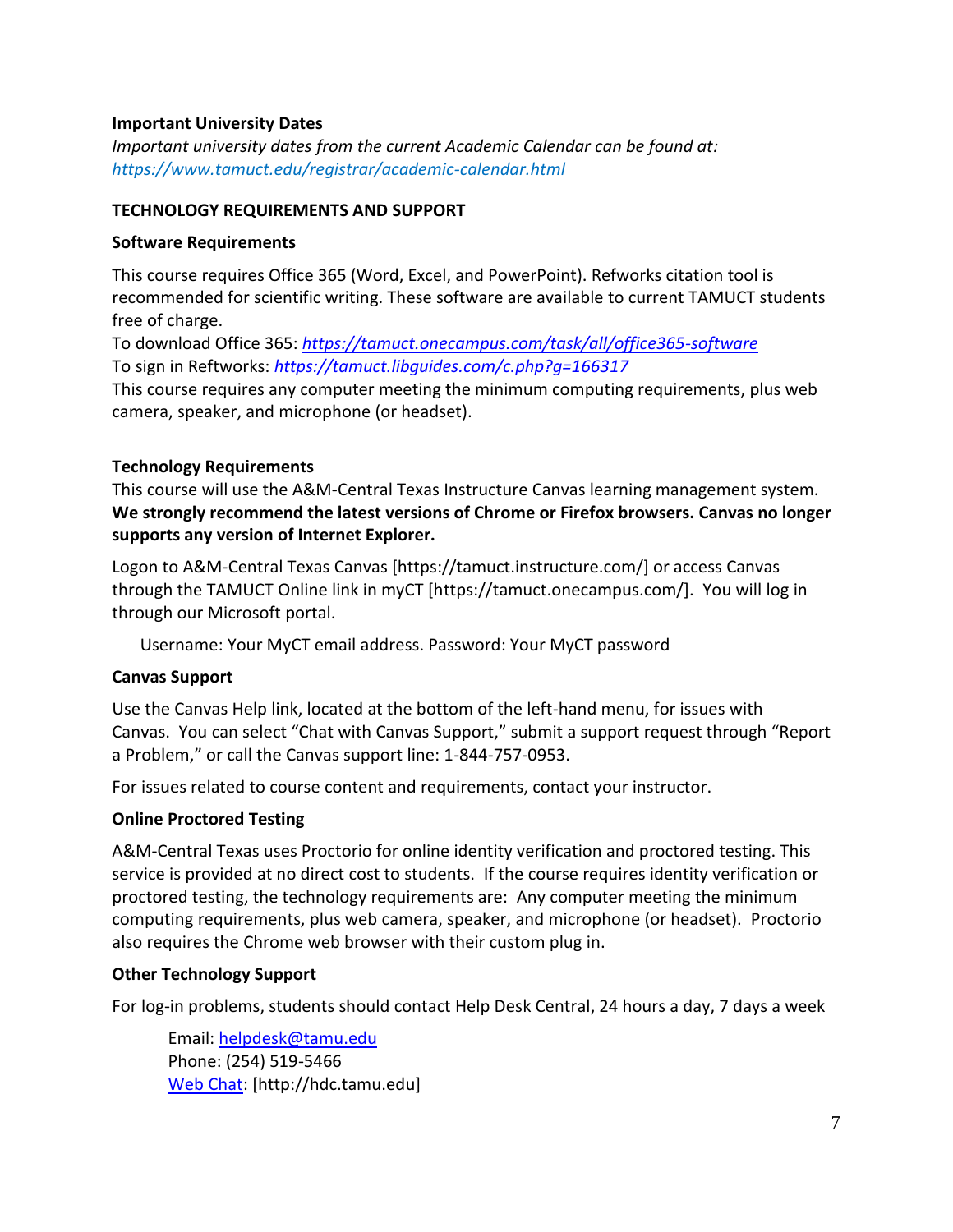**Important University Dates**

*Important university dates from the current Academic Calendar can be found at: https://www.tamuct.edu/registrar/academic-calendar.html*

**TECHNOLOGY REQUIREMENTS AND SUPPORT**

**Software Requirements**

This course requires Office 365 (Word, Excel, and PowerPoint). Refworks citation tool is recommended for scientific writing. These software are available to current TAMUCT students free of charge.

To download Office 365: *https://tamuct.onecampus.com/task/all/office365-software*

To sign in Reftworks: *https://tamuct.libguides.com/c.php?g=166317*

This course requires any computer meeting the minimum computing requirements, plus web camera, speaker, and microphone (or headset).

**Technology Requirements**

This course will use the A&M-Central Texas Instructure Canvas learning management system. **We strongly recommend the latest versions of Chrome or Firefox browsers. Canvas no longer supports any version of Internet Explorer.**

Logon to A&M-Central Texas Canvas [https://tamuct.instructure.com/] or access Canvas through the TAMUCT Online link in myCT [https://tamuct.onecampus.com/]. You will log in through our Microsoft portal.

Username: Your MyCT email address. Password: Your MyCT password

**Canvas Support**

Use the Canvas Help link, located at the bottom of the left-hand menu, for issues with Canvas. You can select "Chat with Canvas Support," submit a support request through "Report a Problem," or call the Canvas support line: 1-844-757-0953.

For issues related to course content and requirements, contact your instructor.

**Online Proctored Testing**

A&M-Central Texas uses Proctorio for online identity verification and proctored testing. This service is provided at no direct cost to students. If the course requires identity verification or proctored testing, the technology requirements are: Any computer meeting the minimum computing requirements, plus web camera, speaker, and microphone (or headset). Proctorio also requires the Chrome web browser with their custom plug in.

**Other Technology Support**

For log-in problems, students should contact Help Desk Central, 24 hours a day, 7 days a week

Email: helpdesk@tamu.edu
Phone: (254) 519-5466
Web Chat: [http://hdc.tamu.edu]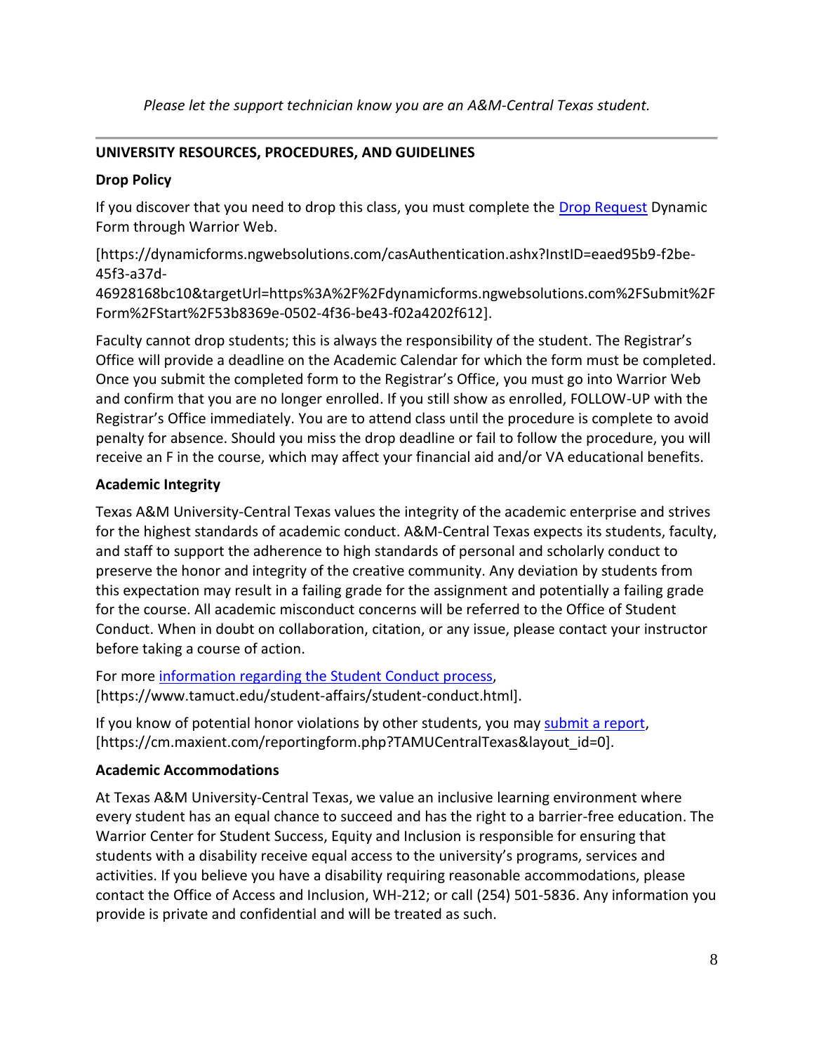*Please let the support technician know you are an A&M-Central Texas student.*

---

## UNIVERSITY RESOURCES, PROCEDURES, AND GUIDELINES

### Drop Policy

If you discover that you need to drop this class, you must complete the Drop Request Dynamic Form through Warrior Web.

[https://dynamicforms.ngwebsolutions.com/casAuthentication.ashx?InstID=eaed95b9-f2be-45f3-a37d-46928168bc10&targetUrl=https%3A%2F%2Fdynamicforms.ngwebsolutions.com%2FSubmit%2FForm%2FStart%2F53b8369e-0502-4f36-be43-f02a4202f612].

Faculty cannot drop students; this is always the responsibility of the student. The Registrar's Office will provide a deadline on the Academic Calendar for which the form must be completed. Once you submit the completed form to the Registrar's Office, you must go into Warrior Web and confirm that you are no longer enrolled. If you still show as enrolled, FOLLOW-UP with the Registrar's Office immediately. You are to attend class until the procedure is complete to avoid penalty for absence. Should you miss the drop deadline or fail to follow the procedure, you will receive an F in the course, which may affect your financial aid and/or VA educational benefits.

### Academic Integrity

Texas A&M University-Central Texas values the integrity of the academic enterprise and strives for the highest standards of academic conduct. A&M-Central Texas expects its students, faculty, and staff to support the adherence to high standards of personal and scholarly conduct to preserve the honor and integrity of the creative community. Any deviation by students from this expectation may result in a failing grade for the assignment and potentially a failing grade for the course. All academic misconduct concerns will be referred to the Office of Student Conduct. When in doubt on collaboration, citation, or any issue, please contact your instructor before taking a course of action.

For more information regarding the Student Conduct process, [https://www.tamuct.edu/student-affairs/student-conduct.html].

If you know of potential honor violations by other students, you may submit a report, [https://cm.maxient.com/reportingform.php?TAMUCentralTexas&layout_id=0].

### Academic Accommodations

At Texas A&M University-Central Texas, we value an inclusive learning environment where every student has an equal chance to succeed and has the right to a barrier-free education. The Warrior Center for Student Success, Equity and Inclusion is responsible for ensuring that students with a disability receive equal access to the university's programs, services and activities. If you believe you have a disability requiring reasonable accommodations, please contact the Office of Access and Inclusion, WH-212; or call (254) 501-5836. Any information you provide is private and confidential and will be treated as such.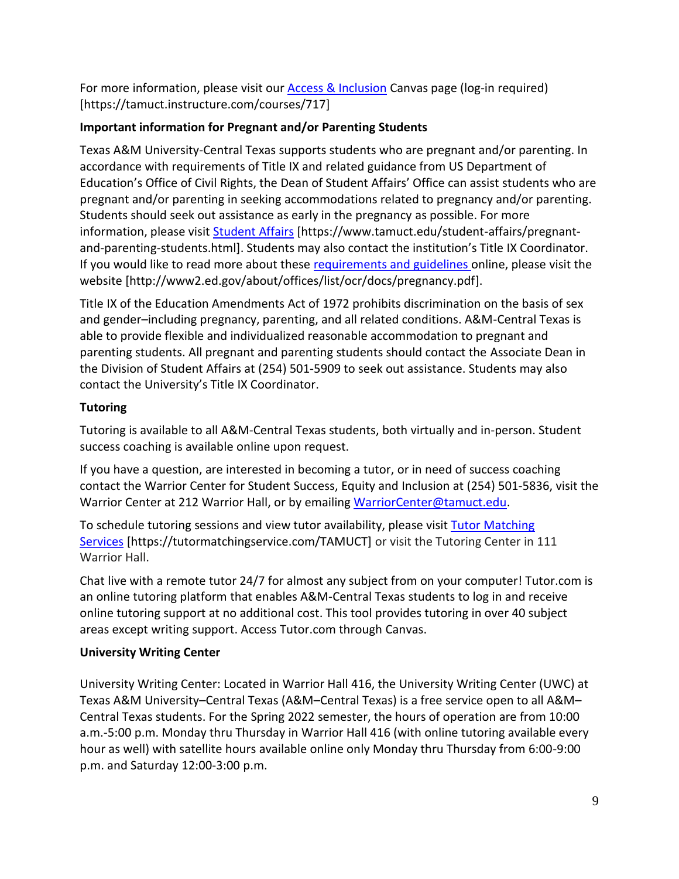For more information, please visit our [Access & Inclusion](https://tamuct.instructure.com/courses/717) Canvas page (log-in required) [https://tamuct.instructure.com/courses/717]

**Important information for Pregnant and/or Parenting Students**

Texas A&M University-Central Texas supports students who are pregnant and/or parenting. In accordance with requirements of Title IX and related guidance from US Department of Education's Office of Civil Rights, the Dean of Student Affairs' Office can assist students who are pregnant and/or parenting in seeking accommodations related to pregnancy and/or parenting. Students should seek out assistance as early in the pregnancy as possible. For more information, please visit [Student Affairs](https://www.tamuct.edu/student-affairs/pregnant-and-parenting-students.html) [https://www.tamuct.edu/student-affairs/pregnant-and-parenting-students.html]. Students may also contact the institution's Title IX Coordinator. If you would like to read more about these [requirements and guidelines](http://www2.ed.gov/about/offices/list/ocr/docs/pregnancy.pdf) online, please visit the website [http://www2.ed.gov/about/offices/list/ocr/docs/pregnancy.pdf].

Title IX of the Education Amendments Act of 1972 prohibits discrimination on the basis of sex and gender–including pregnancy, parenting, and all related conditions. A&M-Central Texas is able to provide flexible and individualized reasonable accommodation to pregnant and parenting students. All pregnant and parenting students should contact the Associate Dean in the Division of Student Affairs at (254) 501-5909 to seek out assistance. Students may also contact the University's Title IX Coordinator.

**Tutoring**

Tutoring is available to all A&M-Central Texas students, both virtually and in-person. Student success coaching is available online upon request.

If you have a question, are interested in becoming a tutor, or in need of success coaching contact the Warrior Center for Student Success, Equity and Inclusion at (254) 501-5836, visit the Warrior Center at 212 Warrior Hall, or by emailing [WarriorCenter@tamuct.edu](mailto:WarriorCenter@tamuct.edu).

To schedule tutoring sessions and view tutor availability, please visit [Tutor Matching Services](https://tutormatchingservice.com/TAMUCT) [https://tutormatchingservice.com/TAMUCT] or visit the Tutoring Center in 111 Warrior Hall.

Chat live with a remote tutor 24/7 for almost any subject from on your computer! Tutor.com is an online tutoring platform that enables A&M-Central Texas students to log in and receive online tutoring support at no additional cost. This tool provides tutoring in over 40 subject areas except writing support. Access Tutor.com through Canvas.

**University Writing Center**

University Writing Center: Located in Warrior Hall 416, the University Writing Center (UWC) at Texas A&M University–Central Texas (A&M–Central Texas) is a free service open to all A&M–Central Texas students. For the Spring 2022 semester, the hours of operation are from 10:00 a.m.-5:00 p.m. Monday thru Thursday in Warrior Hall 416 (with online tutoring available every hour as well) with satellite hours available online only Monday thru Thursday from 6:00-9:00 p.m. and Saturday 12:00-3:00 p.m.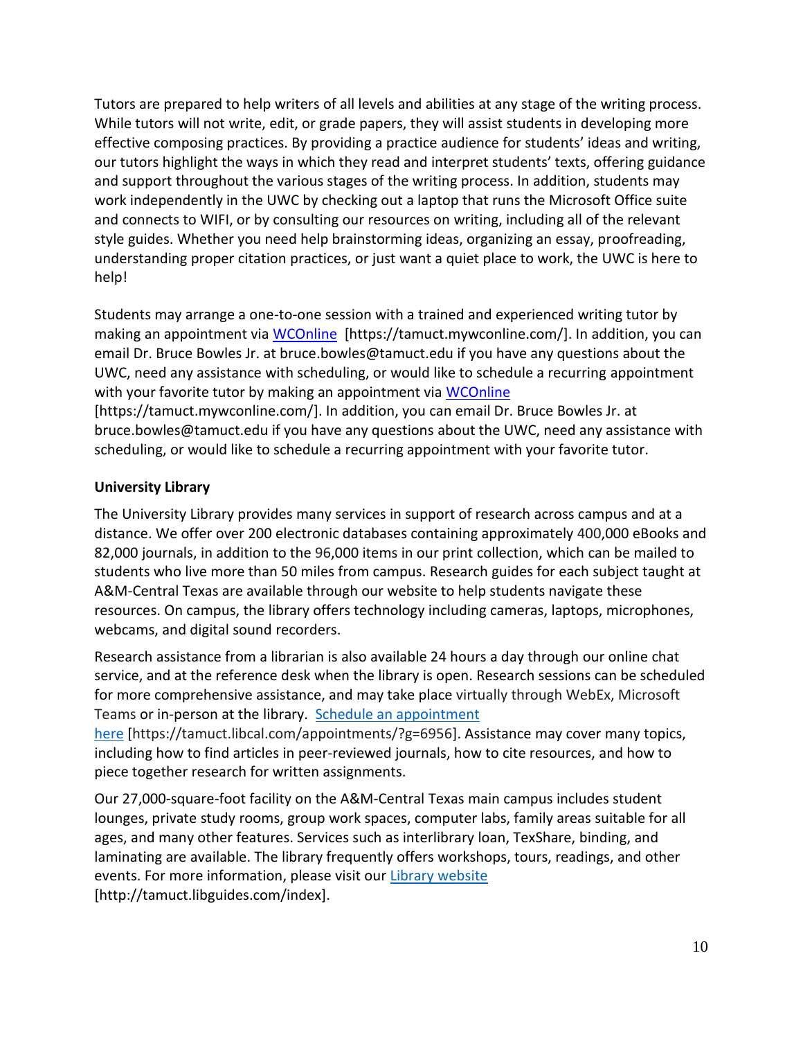Tutors are prepared to help writers of all levels and abilities at any stage of the writing process. While tutors will not write, edit, or grade papers, they will assist students in developing more effective composing practices. By providing a practice audience for students' ideas and writing, our tutors highlight the ways in which they read and interpret students' texts, offering guidance and support throughout the various stages of the writing process. In addition, students may work independently in the UWC by checking out a laptop that runs the Microsoft Office suite and connects to WIFI, or by consulting our resources on writing, including all of the relevant style guides. Whether you need help brainstorming ideas, organizing an essay, proofreading, understanding proper citation practices, or just want a quiet place to work, the UWC is here to help!

Students may arrange a one-to-one session with a trained and experienced writing tutor by making an appointment via WCOnline [https://tamuct.mywconline.com/]. In addition, you can email Dr. Bruce Bowles Jr. at bruce.bowles@tamuct.edu if you have any questions about the UWC, need any assistance with scheduling, or would like to schedule a recurring appointment with your favorite tutor by making an appointment via WCOnline [https://tamuct.mywconline.com/]. In addition, you can email Dr. Bruce Bowles Jr. at bruce.bowles@tamuct.edu if you have any questions about the UWC, need any assistance with scheduling, or would like to schedule a recurring appointment with your favorite tutor.

**University Library**

The University Library provides many services in support of research across campus and at a distance. We offer over 200 electronic databases containing approximately 400,000 eBooks and 82,000 journals, in addition to the 96,000 items in our print collection, which can be mailed to students who live more than 50 miles from campus. Research guides for each subject taught at A&M-Central Texas are available through our website to help students navigate these resources. On campus, the library offers technology including cameras, laptops, microphones, webcams, and digital sound recorders.

Research assistance from a librarian is also available 24 hours a day through our online chat service, and at the reference desk when the library is open. Research sessions can be scheduled for more comprehensive assistance, and may take place virtually through WebEx, Microsoft Teams or in-person at the library. Schedule an appointment here [https://tamuct.libcal.com/appointments/?g=6956]. Assistance may cover many topics, including how to find articles in peer-reviewed journals, how to cite resources, and how to piece together research for written assignments.

Our 27,000-square-foot facility on the A&M-Central Texas main campus includes student lounges, private study rooms, group work spaces, computer labs, family areas suitable for all ages, and many other features. Services such as interlibrary loan, TexShare, binding, and laminating are available. The library frequently offers workshops, tours, readings, and other events. For more information, please visit our Library website [http://tamuct.libguides.com/index].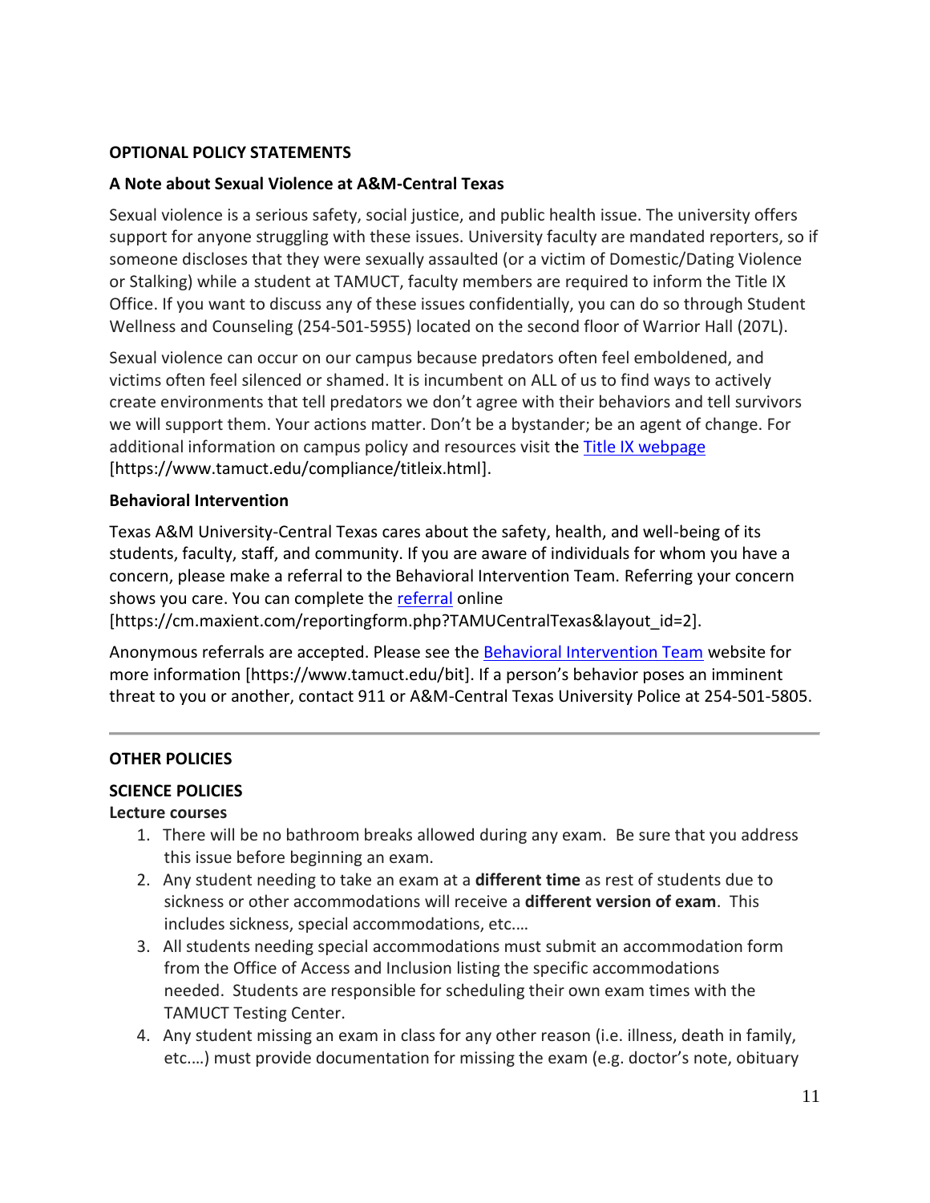**OPTIONAL POLICY STATEMENTS**

**A Note about Sexual Violence at A&M-Central Texas**

Sexual violence is a serious safety, social justice, and public health issue. The university offers support for anyone struggling with these issues. University faculty are mandated reporters, so if someone discloses that they were sexually assaulted (or a victim of Domestic/Dating Violence or Stalking) while a student at TAMUCT, faculty members are required to inform the Title IX Office. If you want to discuss any of these issues confidentially, you can do so through Student Wellness and Counseling (254-501-5955) located on the second floor of Warrior Hall (207L).

Sexual violence can occur on our campus because predators often feel emboldened, and victims often feel silenced or shamed. It is incumbent on ALL of us to find ways to actively create environments that tell predators we don't agree with their behaviors and tell survivors we will support them. Your actions matter. Don't be a bystander; be an agent of change. For additional information on campus policy and resources visit the Title IX webpage [https://www.tamuct.edu/compliance/titleix.html].

**Behavioral Intervention**

Texas A&M University-Central Texas cares about the safety, health, and well-being of its students, faculty, staff, and community. If you are aware of individuals for whom you have a concern, please make a referral to the Behavioral Intervention Team. Referring your concern shows you care. You can complete the referral online [https://cm.maxient.com/reportingform.php?TAMUCentralTexas&layout_id=2].

Anonymous referrals are accepted. Please see the Behavioral Intervention Team website for more information [https://www.tamuct.edu/bit]. If a person's behavior poses an imminent threat to you or another, contact 911 or A&M-Central Texas University Police at 254-501-5805.

---

**OTHER POLICIES**

**SCIENCE POLICIES**

**Lecture courses**

1. There will be no bathroom breaks allowed during any exam. Be sure that you address this issue before beginning an exam.
2. Any student needing to take an exam at a **different time** as rest of students due to sickness or other accommodations will receive a **different version of exam**. This includes sickness, special accommodations, etc.…
3. All students needing special accommodations must submit an accommodation form from the Office of Access and Inclusion listing the specific accommodations needed. Students are responsible for scheduling their own exam times with the TAMUCT Testing Center.
4. Any student missing an exam in class for any other reason (i.e. illness, death in family, etc.…) must provide documentation for missing the exam (e.g. doctor's note, obituary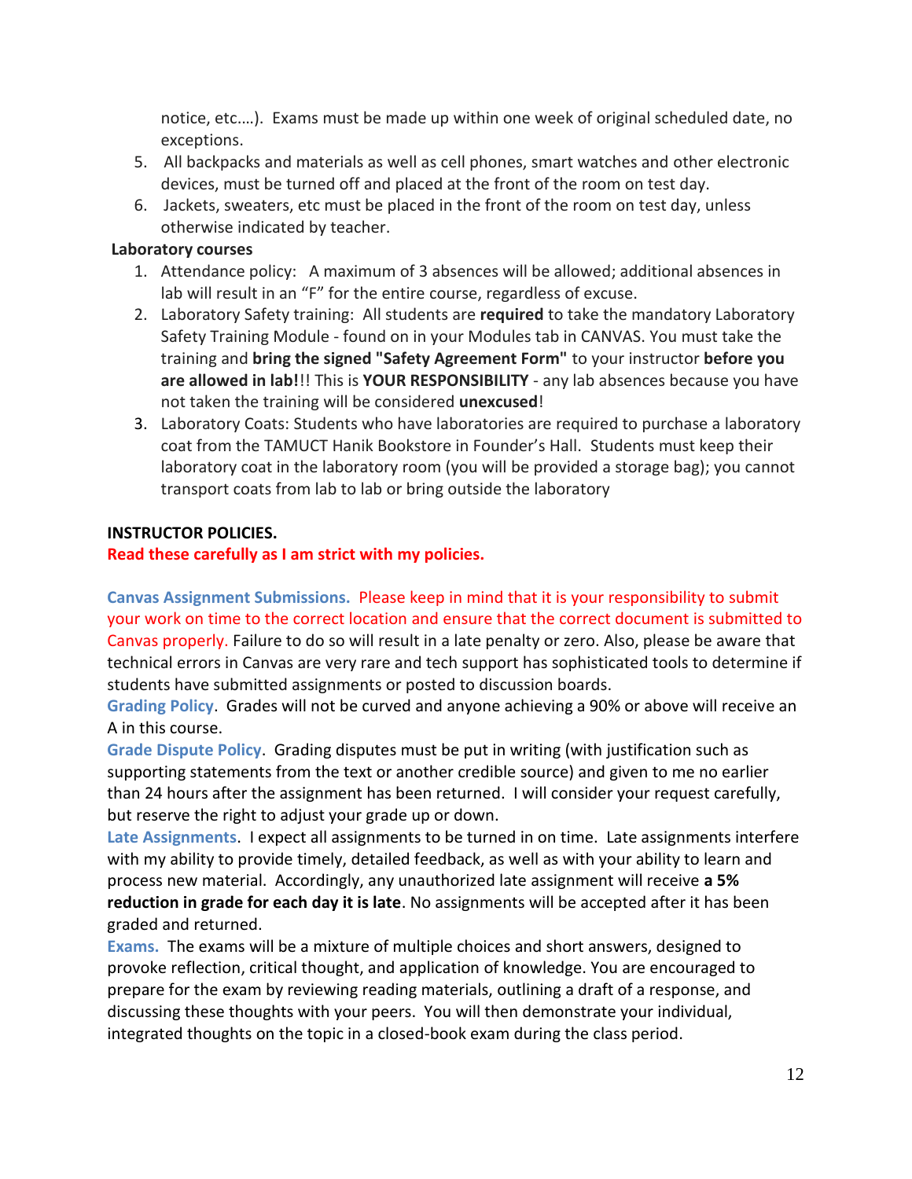notice, etc.…). Exams must be made up within one week of original scheduled date, no exceptions.

5. All backpacks and materials as well as cell phones, smart watches and other electronic devices, must be turned off and placed at the front of the room on test day.
6. Jackets, sweaters, etc must be placed in the front of the room on test day, unless otherwise indicated by teacher.

**Laboratory courses**

1. Attendance policy: A maximum of 3 absences will be allowed; additional absences in lab will result in an "F" for the entire course, regardless of excuse.
2. Laboratory Safety training: All students are **required** to take the mandatory Laboratory Safety Training Module - found on in your Modules tab in CANVAS. You must take the training and **bring the signed "Safety Agreement Form"** to your instructor **before you are allowed in lab!**!! This is **YOUR RESPONSIBILITY** - any lab absences because you have not taken the training will be considered **unexcused**!
3. Laboratory Coats: Students who have laboratories are required to purchase a laboratory coat from the TAMUCT Hanik Bookstore in Founder's Hall. Students must keep their laboratory coat in the laboratory room (you will be provided a storage bag); you cannot transport coats from lab to lab or bring outside the laboratory

**INSTRUCTOR POLICIES.**

**Read these carefully as I am strict with my policies.**

**Canvas Assignment Submissions.** Please keep in mind that it is your responsibility to submit your work on time to the correct location and ensure that the correct document is submitted to Canvas properly. Failure to do so will result in a late penalty or zero. Also, please be aware that technical errors in Canvas are very rare and tech support has sophisticated tools to determine if students have submitted assignments or posted to discussion boards.

**Grading Policy**. Grades will not be curved and anyone achieving a 90% or above will receive an A in this course.

**Grade Dispute Policy**. Grading disputes must be put in writing (with justification such as supporting statements from the text or another credible source) and given to me no earlier than 24 hours after the assignment has been returned. I will consider your request carefully, but reserve the right to adjust your grade up or down.

**Late Assignments**. I expect all assignments to be turned in on time. Late assignments interfere with my ability to provide timely, detailed feedback, as well as with your ability to learn and process new material. Accordingly, any unauthorized late assignment will receive **a 5% reduction in grade for each day it is late**. No assignments will be accepted after it has been graded and returned.

**Exams.** The exams will be a mixture of multiple choices and short answers, designed to provoke reflection, critical thought, and application of knowledge. You are encouraged to prepare for the exam by reviewing reading materials, outlining a draft of a response, and discussing these thoughts with your peers. You will then demonstrate your individual, integrated thoughts on the topic in a closed-book exam during the class period.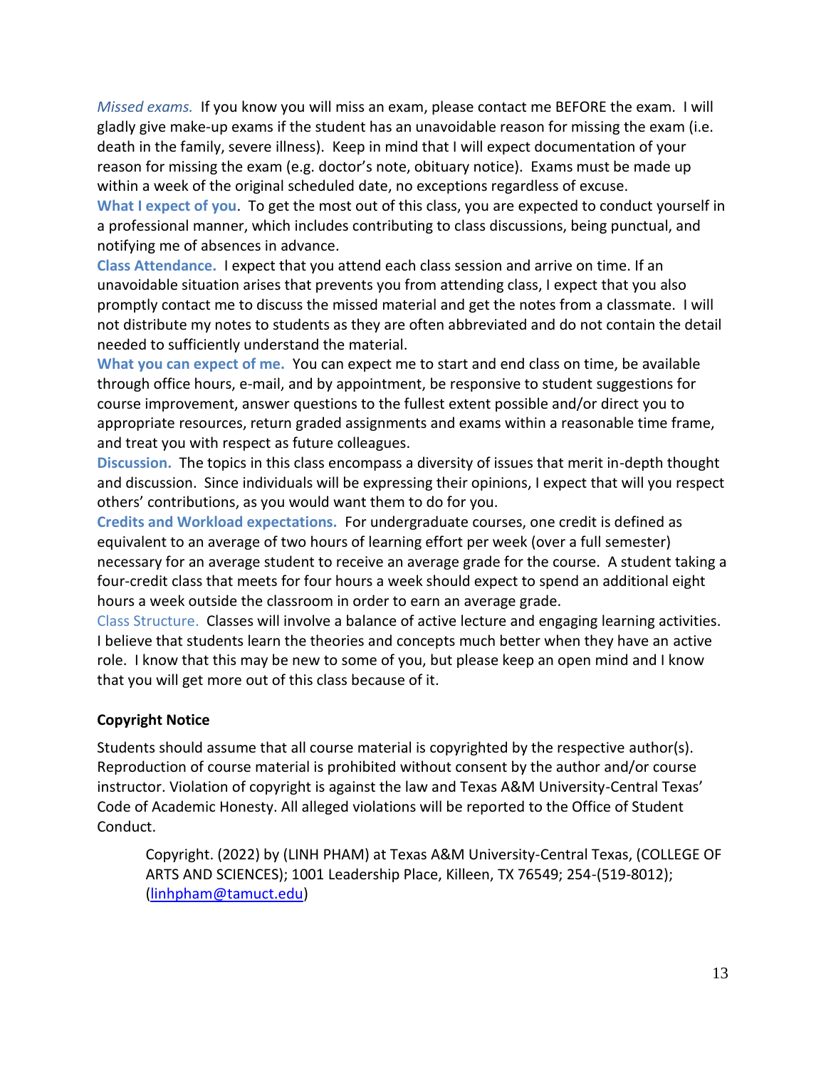*Missed exams.* If you know you will miss an exam, please contact me BEFORE the exam. I will gladly give make-up exams if the student has an unavoidable reason for missing the exam (i.e. death in the family, severe illness). Keep in mind that I will expect documentation of your reason for missing the exam (e.g. doctor's note, obituary notice). Exams must be made up within a week of the original scheduled date, no exceptions regardless of excuse.

**What I expect of you**. To get the most out of this class, you are expected to conduct yourself in a professional manner, which includes contributing to class discussions, being punctual, and notifying me of absences in advance.

**Class Attendance.** I expect that you attend each class session and arrive on time. If an unavoidable situation arises that prevents you from attending class, I expect that you also promptly contact me to discuss the missed material and get the notes from a classmate. I will not distribute my notes to students as they are often abbreviated and do not contain the detail needed to sufficiently understand the material.

**What you can expect of me.** You can expect me to start and end class on time, be available through office hours, e-mail, and by appointment, be responsive to student suggestions for course improvement, answer questions to the fullest extent possible and/or direct you to appropriate resources, return graded assignments and exams within a reasonable time frame, and treat you with respect as future colleagues.

**Discussion.** The topics in this class encompass a diversity of issues that merit in-depth thought and discussion. Since individuals will be expressing their opinions, I expect that will you respect others' contributions, as you would want them to do for you.

**Credits and Workload expectations.** For undergraduate courses, one credit is defined as equivalent to an average of two hours of learning effort per week (over a full semester) necessary for an average student to receive an average grade for the course. A student taking a four-credit class that meets for four hours a week should expect to spend an additional eight hours a week outside the classroom in order to earn an average grade.

Class Structure. Classes will involve a balance of active lecture and engaging learning activities. I believe that students learn the theories and concepts much better when they have an active role. I know that this may be new to some of you, but please keep an open mind and I know that you will get more out of this class because of it.

**Copyright Notice**

Students should assume that all course material is copyrighted by the respective author(s). Reproduction of course material is prohibited without consent by the author and/or course instructor. Violation of copyright is against the law and Texas A&M University-Central Texas' Code of Academic Honesty. All alleged violations will be reported to the Office of Student Conduct.

> Copyright. (2022) by (LINH PHAM) at Texas A&M University-Central Texas, (COLLEGE OF ARTS AND SCIENCES); 1001 Leadership Place, Killeen, TX 76549; 254-(519-8012); (linhpham@tamuct.edu)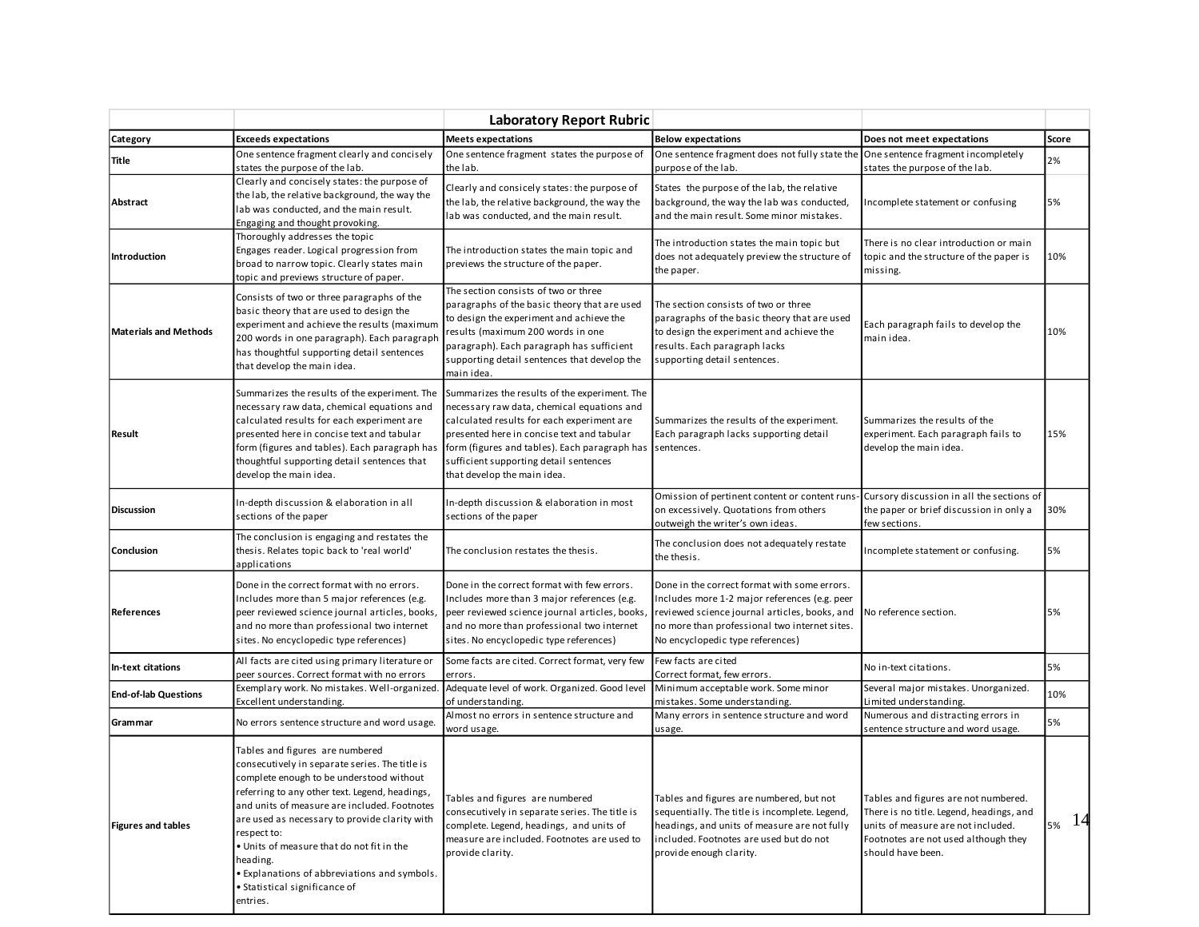## Laboratory Report Rubric

| Category | Exceeds expectations | Meets expectations | Below expectations | Does not meet expectations | Score |
|---|---|---|---|---|---|
| Title | One sentence fragment clearly and concisely states the purpose of the lab. | One sentence fragment states the purpose of the lab. | One sentence fragment does not fully state the purpose of the lab. | One sentence fragment incompletely states the purpose of the lab. | 2% |
| Abstract | Clearly and concisely states: the purpose of the lab, the relative background, the way the lab was conducted, and the main result. Engaging and thought provoking. | Clearly and consicely states: the purpose of the lab, the relative background, the way the lab was conducted, and the main result. | States the purpose of the lab, the relative background, the way the lab was conducted, and the main result. Some minor mistakes. | Incomplete statement or confusing | 5% |
| Introduction | Thoroughly addresses the topic Engages reader. Logical progression from broad to narrow topic. Clearly states main topic and previews structure of paper. | The introduction states the main topic and previews the structure of the paper. | The introduction states the main topic but does not adequately preview the structure of the paper. | There is no clear introduction or main topic and the structure of the paper is missing. | 10% |
| Materials and Methods | Consists of two or three paragraphs of the basic theory that are used to design the experiment and achieve the results (maximum 200 words in one paragraph). Each paragraph has thoughtful supporting detail sentences that develop the main idea. | The section consists of two or three paragraphs of the basic theory that are used to design the experiment and achieve the results (maximum 200 words in one paragraph). Each paragraph has sufficient supporting detail sentences that develop the main idea. | The section consists of two or three paragraphs of the basic theory that are used to design the experiment and achieve the results. Each paragraph lacks supporting detail sentences. | Each paragraph fails to develop the main idea. | 10% |
| Result | Summarizes the results of the experiment. The necessary raw data, chemical equations and calculated results for each experiment are presented here in concise text and tabular form (figures and tables). Each paragraph has thoughtful supporting detail sentences that develop the main idea. | Summarizes the results of the experiment. The necessary raw data, chemical equations and calculated results for each experiment are presented here in concise text and tabular form (figures and tables). Each paragraph has sufficient supporting detail sentences that develop the main idea. | Summarizes the results of the experiment. Each paragraph lacks supporting detail sentences. | Summarizes the results of the experiment. Each paragraph fails to develop the main idea. | 15% |
| Discussion | In-depth discussion & elaboration in all sections of the paper | In-depth discussion & elaboration in most sections of the paper | Omission of pertinent content or content runs-on excessively. Quotations from others outweigh the writer's own ideas. | Cursory discussion in all the sections of the paper or brief discussion in only a few sections. | 30% |
| Conclusion | The conclusion is engaging and restates the thesis. Relates topic back to 'real world' applications | The conclusion restates the thesis. | The conclusion does not adequately restate the thesis. | Incomplete statement or confusing. | 5% |
| References | Done in the correct format with no errors. Includes more than 5 major references (e.g. peer reviewed science journal articles, books, and no more than professional two internet sites. No encyclopedic type references) | Done in the correct format with few errors. Includes more than 3 major references (e.g. peer reviewed science journal articles, books, and no more than professional two internet sites. No encyclopedic type references) | Done in the correct format with some errors. Includes more 1-2 major references (e.g. peer reviewed science journal articles, books, and no more than professional two internet sites. No encyclopedic type references) | No reference section. | 5% |
| In-text citations | All facts are cited using primary literature or peer sources. Correct format with no errors | Some facts are cited. Correct format, very few errors. | Few facts are cited Correct format, few errors. | No in-text citations. | 5% |
| End-of-lab Questions | Exemplary work. No mistakes. Well-organized. Excellent understanding. | Adequate level of work. Organized. Good level of understanding. | Minimum acceptable work. Some minor mistakes. Some understanding. | Several major mistakes. Unorganized. Limited understanding. | 10% |
| Grammar | No errors sentence structure and word usage. | Almost no errors in sentence structure and word usage. | Many errors in sentence structure and word usage. | Numerous and distracting errors in sentence structure and word usage. | 5% |
| Figures and tables | Tables and figures are numbered consecutively in separate series. The title is complete enough to be understood without referring to any other text. Legend, headings, and units of measure are included. Footnotes are used as necessary to provide clarity with respect to: • Units of measure that do not fit in the heading. • Explanations of abbreviations and symbols. • Statistical significance of entries. | Tables and figures are numbered consecutively in separate series. The title is complete. Legend, headings, and units of measure are included. Footnotes are used to provide clarity. | Tables and figures are numbered, but not sequentially. The title is incomplete. Legend, headings, and units of measure are not fully included. Footnotes are used but do not provide enough clarity. | Tables and figures are not numbered. There is no title. Legend, headings, and units of measure are not included. Footnotes are not used although they should have been. | 5% |